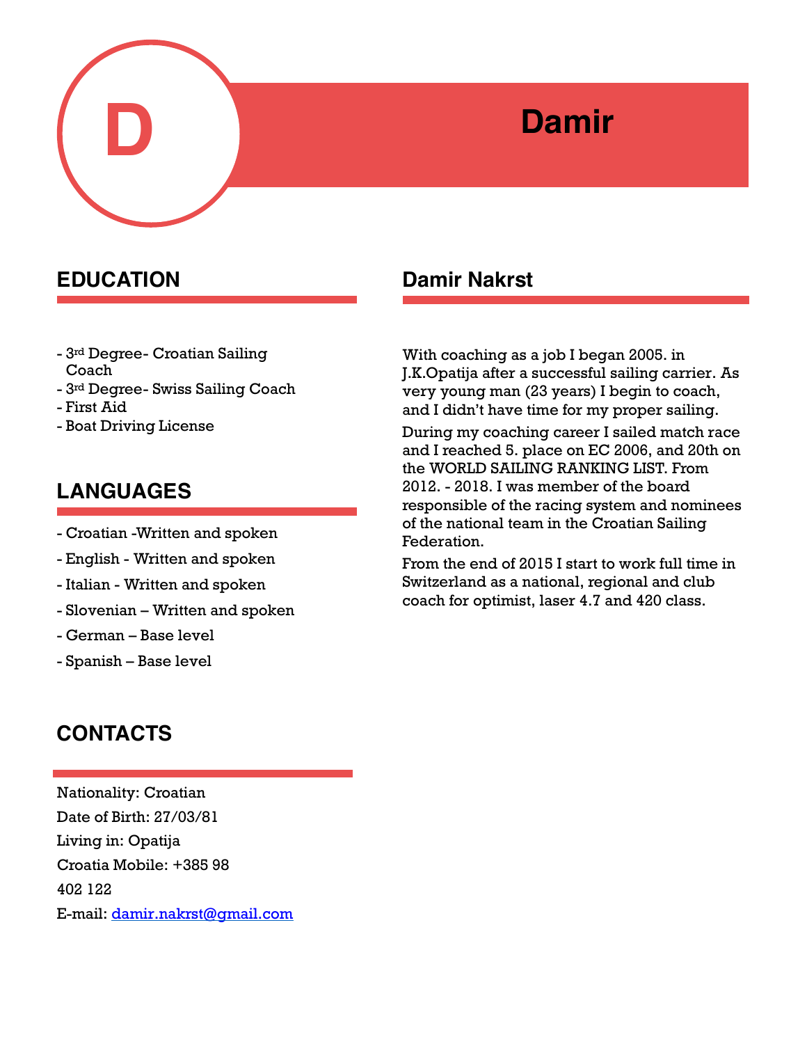# Damir

## EDUCATION

- 3rd Degree- Croatian Sailing Coach
- 3rd Degree- Swiss Sailing Coach
- First Aid
- Boat Driving License

## LANGUAGES

- Croatian -Written and spoken
- English - Written and spoken
- Italian - Written and spoken
- Slovenian – Written and spoken
- German – Base level
- Spanish – Base level

## CONTACTS

Nationality: Croatian

Date of Birth: 27/03/81

Living in: Opatija

Croatia Mobile: +385 98 402 122

E-mail: damir.nakrst@gmail.com

## Damir Nakrst

With coaching as a job I began 2005. in J.K.Opatija after a successful sailing carrier. As very young man (23 years) I begin to coach, and I didn't have time for my proper sailing.

During my coaching career I sailed match race and I reached 5. place on EC 2006, and 20th on the WORLD SAILING RANKING LIST. From 2012. - 2018. I was member of the board responsible of the racing system and nominees of the national team in the Croatian Sailing Federation.

From the end of 2015 I start to work full time in Switzerland as a national, regional and club coach for optimist, laser 4.7 and 420 class.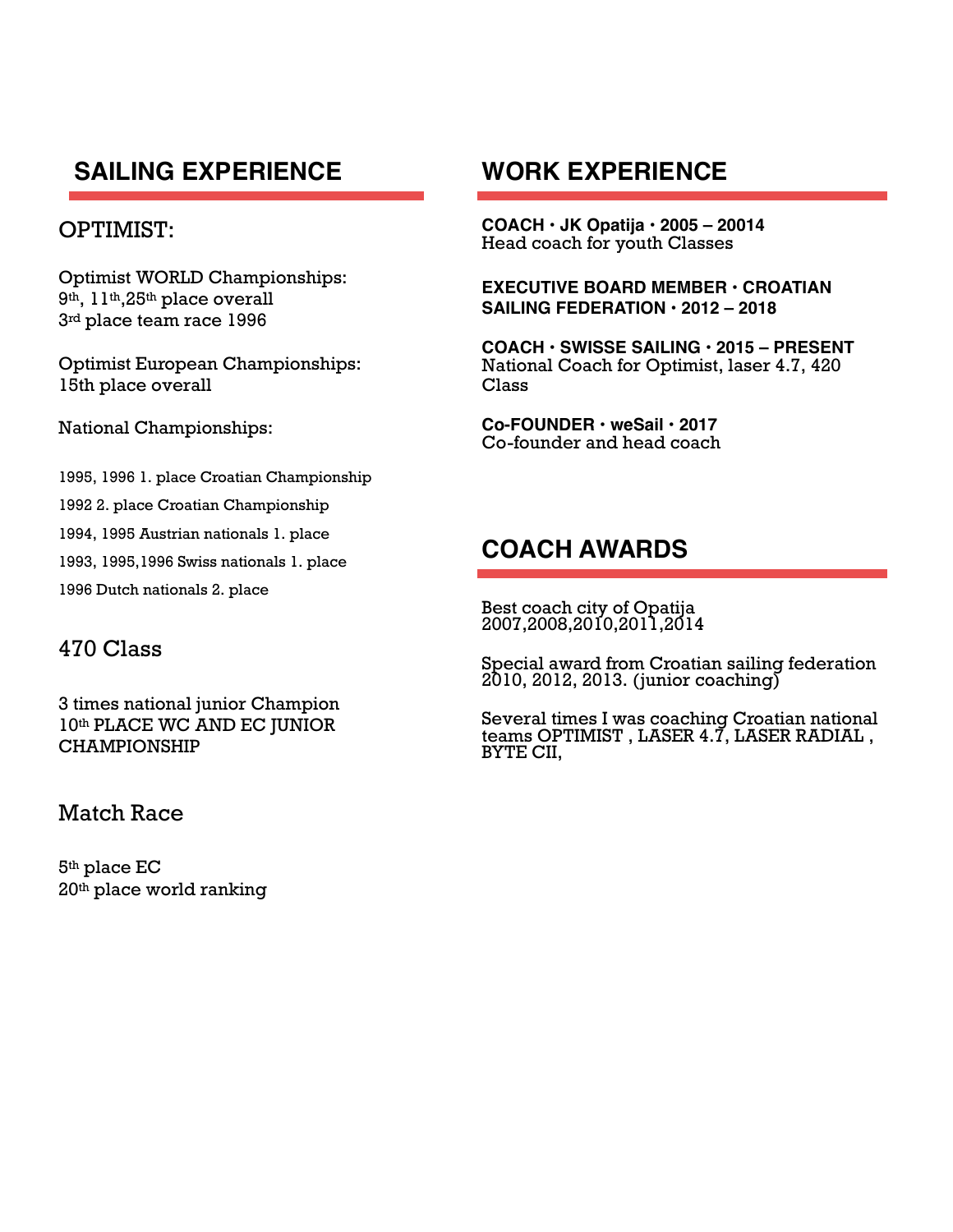## SAILING EXPERIENCE

### OPTIMIST:

Optimist WORLD Championships:
9th, 11th,25th place overall
3rd place team race 1996

Optimist European Championships:
15th place overall

National Championships:

1995, 1996 1. place Croatian Championship

1992 2. place Croatian Championship

1994, 1995 Austrian nationals 1. place

1993, 1995,1996 Swiss nationals 1. place

1996 Dutch nationals 2. place

### 470 Class

3 times national junior Champion
10th PLACE WC AND EC JUNIOR CHAMPIONSHIP

### Match Race

5th place EC
20th place world ranking

## WORK EXPERIENCE

**COACH · JK Opatija · 2005 – 20014**
Head coach for youth Classes

**EXECUTIVE BOARD MEMBER · CROATIAN SAILING FEDERATION · 2012 – 2018**

**COACH · SWISSE SAILING · 2015 – PRESENT**
National Coach for Optimist, laser 4.7, 420 Class

**Co-FOUNDER · weSail · 2017**
Co-founder and head coach

## COACH AWARDS

Best coach city of Opatija
2007,2008,2010,2011,2014

Special award from Croatian sailing federation
2010, 2012, 2013. (junior coaching)

Several times I was coaching Croatian national teams OPTIMIST , LASER 4.7, LASER RADIAL , BYTE CII,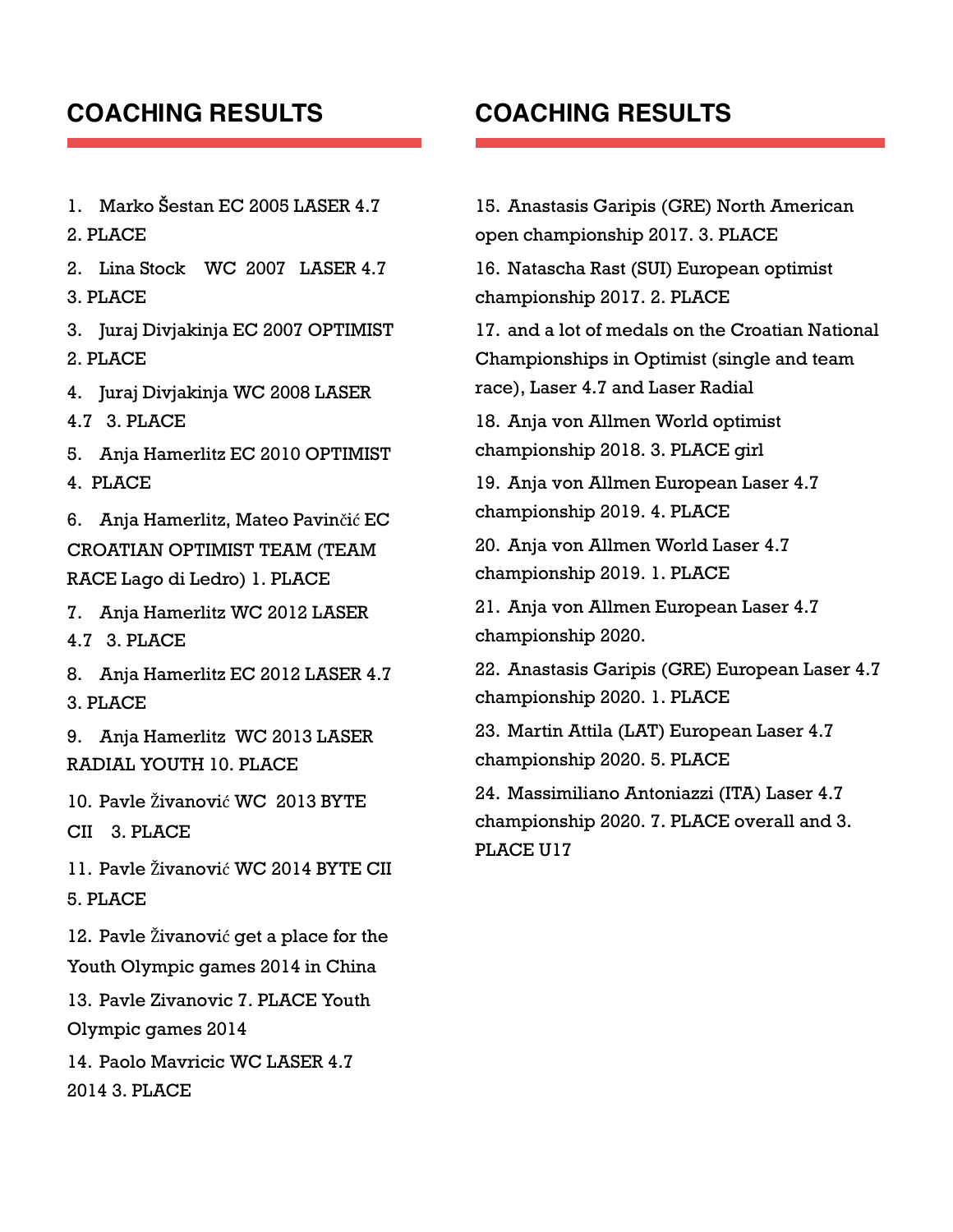## COACHING RESULTS

1. Marko Šestan EC 2005 LASER 4.7 2. PLACE
2. Lina Stock WC 2007 LASER 4.7 3. PLACE
3. Juraj Divjakinja EC 2007 OPTIMIST 2. PLACE
4. Juraj Divjakinja WC 2008 LASER 4.7 3. PLACE
5. Anja Hamerlitz EC 2010 OPTIMIST 4. PLACE
6. Anja Hamerlitz, Mateo Pavinčić EC CROATIAN OPTIMIST TEAM (TEAM RACE Lago di Ledro) 1. PLACE
7. Anja Hamerlitz WC 2012 LASER 4.7 3. PLACE
8. Anja Hamerlitz EC 2012 LASER 4.7 3. PLACE
9. Anja Hamerlitz WC 2013 LASER RADIAL YOUTH 10. PLACE
10. Pavle Živanović WC 2013 BYTE CII 3. PLACE
11. Pavle Živanović WC 2014 BYTE CII 5. PLACE
12. Pavle Živanović get a place for the Youth Olympic games 2014 in China
13. Pavle Zivanovic 7. PLACE Youth Olympic games 2014
14. Paolo Mavricic WC LASER 4.7 2014 3. PLACE

## COACHING RESULTS

15. Anastasis Garipis (GRE) North American open championship 2017. 3. PLACE
16. Natascha Rast (SUI) European optimist championship 2017. 2. PLACE
17. and a lot of medals on the Croatian National Championships in Optimist (single and team race), Laser 4.7 and Laser Radial
18. Anja von Allmen World optimist championship 2018. 3. PLACE girl
19. Anja von Allmen European Laser 4.7 championship 2019. 4. PLACE
20. Anja von Allmen World Laser 4.7 championship 2019. 1. PLACE
21. Anja von Allmen European Laser 4.7 championship 2020.
22. Anastasis Garipis (GRE) European Laser 4.7 championship 2020. 1. PLACE
23. Martin Attila (LAT) European Laser 4.7 championship 2020. 5. PLACE
24. Massimiliano Antoniazzi (ITA) Laser 4.7 championship 2020. 7. PLACE overall and 3. PLACE U17